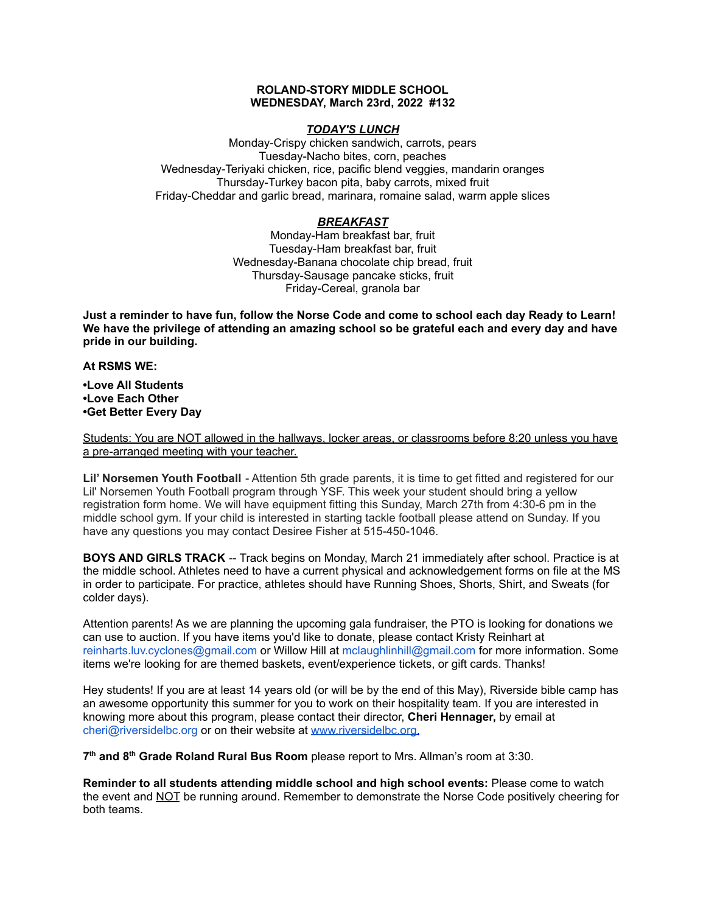**ROLAND-STORY MIDDLE SCHOOL**
**WEDNESDAY, March 23rd, 2022 #132**

***TODAY'S LUNCH***

Monday-Crispy chicken sandwich, carrots, pears
Tuesday-Nacho bites, corn, peaches
Wednesday-Teriyaki chicken, rice, pacific blend veggies, mandarin oranges
Thursday-Turkey bacon pita, baby carrots, mixed fruit
Friday-Cheddar and garlic bread, marinara, romaine salad, warm apple slices

***BREAKFAST***

Monday-Ham breakfast bar, fruit
Tuesday-Ham breakfast bar, fruit
Wednesday-Banana chocolate chip bread, fruit
Thursday-Sausage pancake sticks, fruit
Friday-Cereal, granola bar

**Just a reminder to have fun, follow the Norse Code and come to school each day Ready to Learn! We have the privilege of attending an amazing school so be grateful each and every day and have pride in our building.**

**At RSMS WE:**

**•Love All Students**
**•Love Each Other**
**•Get Better Every Day**

Students: You are NOT allowed in the hallways, locker areas, or classrooms before 8:20 unless you have a pre-arranged meeting with your teacher.

**Lil' Norsemen Youth Football** - Attention 5th grade parents, it is time to get fitted and registered for our Lil' Norsemen Youth Football program through YSF. This week your student should bring a yellow registration form home. We will have equipment fitting this Sunday, March 27th from 4:30-6 pm in the middle school gym. If your child is interested in starting tackle football please attend on Sunday. If you have any questions you may contact Desiree Fisher at 515-450-1046.

**BOYS AND GIRLS TRACK** -- Track begins on Monday, March 21 immediately after school. Practice is at the middle school. Athletes need to have a current physical and acknowledgement forms on file at the MS in order to participate. For practice, athletes should have Running Shoes, Shorts, Shirt, and Sweats (for colder days).

Attention parents! As we are planning the upcoming gala fundraiser, the PTO is looking for donations we can use to auction. If you have items you'd like to donate, please contact Kristy Reinhart at reinharts.luv.cyclones@gmail.com or Willow Hill at mclaughlinhill@gmail.com for more information. Some items we're looking for are themed baskets, event/experience tickets, or gift cards. Thanks!

Hey students! If you are at least 14 years old (or will be by the end of this May), Riverside bible camp has an awesome opportunity this summer for you to work on their hospitality team. If you are interested in knowing more about this program, please contact their director, **Cheri Hennager,** by email at cheri@riversidelbc.org or on their website at www.riversidelbc.org.

**7th and 8th Grade Roland Rural Bus Room** please report to Mrs. Allman's room at 3:30.

**Reminder to all students attending middle school and high school events:** Please come to watch the event and NOT be running around. Remember to demonstrate the Norse Code positively cheering for both teams.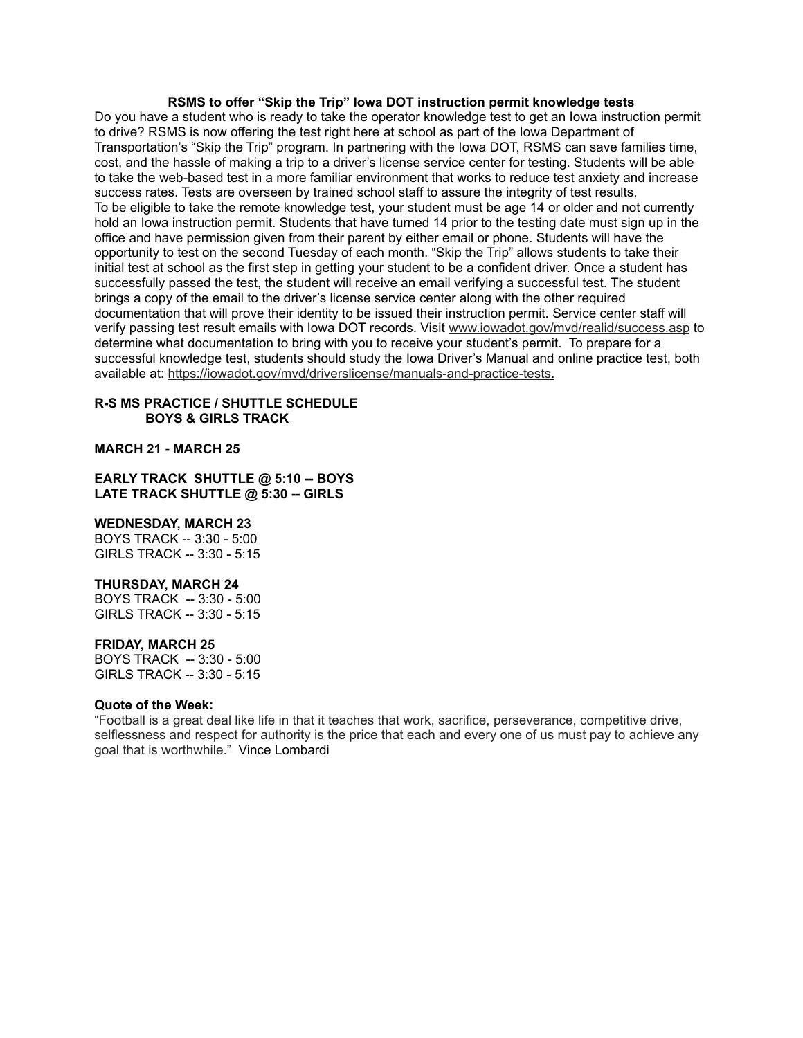**RSMS to offer "Skip the Trip" Iowa DOT instruction permit knowledge tests**

Do you have a student who is ready to take the operator knowledge test to get an Iowa instruction permit to drive? RSMS is now offering the test right here at school as part of the Iowa Department of Transportation's "Skip the Trip" program. In partnering with the Iowa DOT, RSMS can save families time, cost, and the hassle of making a trip to a driver's license service center for testing. Students will be able to take the web-based test in a more familiar environment that works to reduce test anxiety and increase success rates. Tests are overseen by trained school staff to assure the integrity of test results.
To be eligible to take the remote knowledge test, your student must be age 14 or older and not currently hold an Iowa instruction permit. Students that have turned 14 prior to the testing date must sign up in the office and have permission given from their parent by either email or phone. Students will have the opportunity to test on the second Tuesday of each month. "Skip the Trip" allows students to take their initial test at school as the first step in getting your student to be a confident driver. Once a student has successfully passed the test, the student will receive an email verifying a successful test. The student brings a copy of the email to the driver's license service center along with the other required documentation that will prove their identity to be issued their instruction permit. Service center staff will verify passing test result emails with Iowa DOT records. Visit www.iowadot.gov/mvd/realid/success.asp to determine what documentation to bring with you to receive your student's permit. To prepare for a successful knowledge test, students should study the Iowa Driver's Manual and online practice test, both available at: https://iowadot.gov/mvd/driverslicense/manuals-and-practice-tests.

**R-S MS PRACTICE / SHUTTLE SCHEDULE**
**BOYS & GIRLS TRACK**

**MARCH 21 - MARCH 25**

**EARLY TRACK SHUTTLE @ 5:10 -- BOYS**
**LATE TRACK SHUTTLE @ 5:30 -- GIRLS**

**WEDNESDAY, MARCH 23**
BOYS TRACK -- 3:30 - 5:00
GIRLS TRACK -- 3:30 - 5:15

**THURSDAY, MARCH 24**
BOYS TRACK -- 3:30 - 5:00
GIRLS TRACK -- 3:30 - 5:15

**FRIDAY, MARCH 25**
BOYS TRACK -- 3:30 - 5:00
GIRLS TRACK -- 3:30 - 5:15

**Quote of the Week:**
"Football is a great deal like life in that it teaches that work, sacrifice, perseverance, competitive drive, selflessness and respect for authority is the price that each and every one of us must pay to achieve any goal that is worthwhile." Vince Lombardi